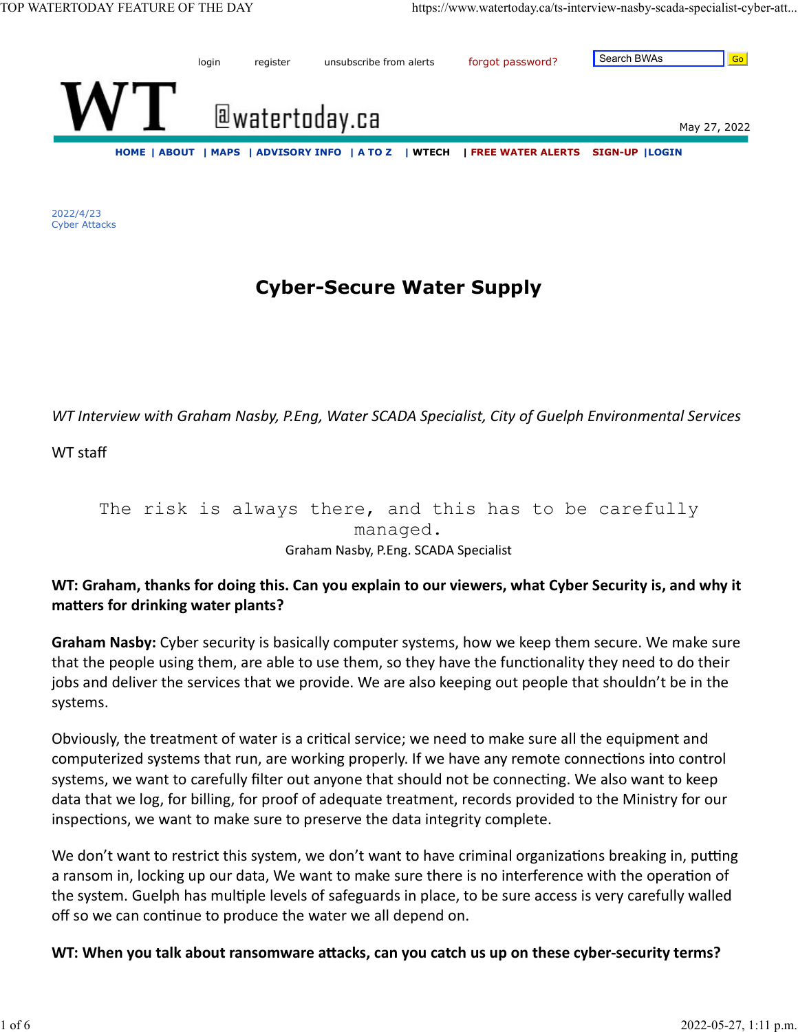2022/4/23
Cyber Attacks

# Cyber-Secure Water Supply

*WT Interview with Graham Nasby, P.Eng, Water SCADA Specialist, City of Guelph Environmental Services*

WT staff

> The risk is always there, and this has to be carefully managed.
>
> Graham Nasby, P.Eng. SCADA Specialist

**WT: Graham, thanks for doing this. Can you explain to our viewers, what Cyber Security is, and why it matters for drinking water plants?**

**Graham Nasby:** Cyber security is basically computer systems, how we keep them secure. We make sure that the people using them, are able to use them, so they have the functionality they need to do their jobs and deliver the services that we provide. We are also keeping out people that shouldn't be in the systems.

Obviously, the treatment of water is a critical service; we need to make sure all the equipment and computerized systems that run, are working properly. If we have any remote connections into control systems, we want to carefully filter out anyone that should not be connecting. We also want to keep data that we log, for billing, for proof of adequate treatment, records provided to the Ministry for our inspections, we want to make sure to preserve the data integrity complete.

We don't want to restrict this system, we don't want to have criminal organizations breaking in, putting a ransom in, locking up our data, We want to make sure there is no interference with the operation of the system. Guelph has multiple levels of safeguards in place, to be sure access is very carefully walled off so we can continue to produce the water we all depend on.

**WT: When you talk about ransomware attacks, can you catch us up on these cyber-security terms?**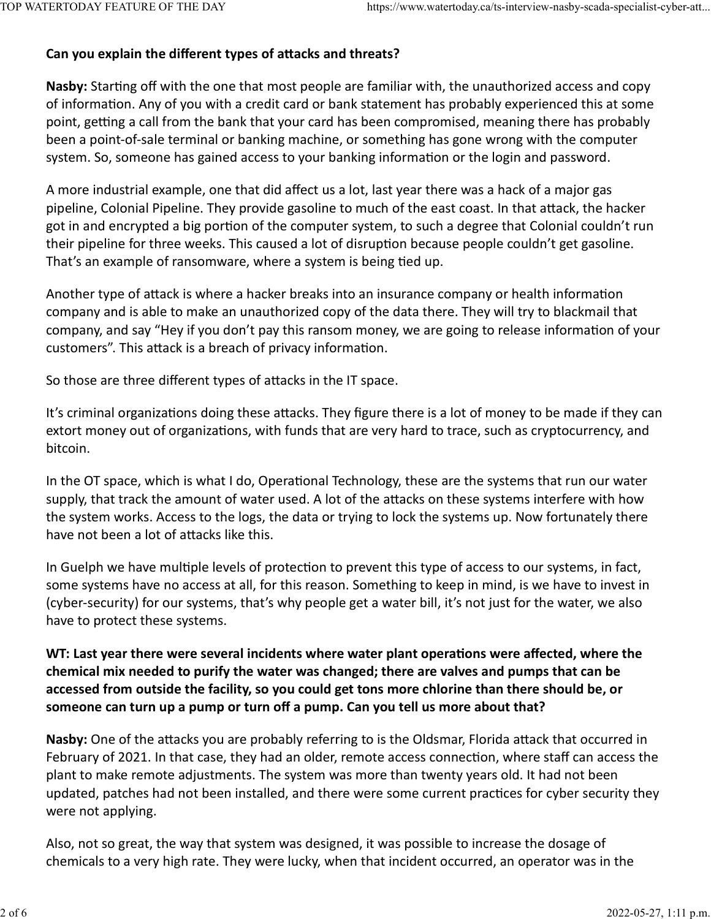**Can you explain the different types of attacks and threats?**

**Nasby:** Starting off with the one that most people are familiar with, the unauthorized access and copy of information. Any of you with a credit card or bank statement has probably experienced this at some point, getting a call from the bank that your card has been compromised, meaning there has probably been a point-of-sale terminal or banking machine, or something has gone wrong with the computer system. So, someone has gained access to your banking information or the login and password.

A more industrial example, one that did affect us a lot, last year there was a hack of a major gas pipeline, Colonial Pipeline. They provide gasoline to much of the east coast. In that attack, the hacker got in and encrypted a big portion of the computer system, to such a degree that Colonial couldn't run their pipeline for three weeks. This caused a lot of disruption because people couldn't get gasoline. That's an example of ransomware, where a system is being tied up.

Another type of attack is where a hacker breaks into an insurance company or health information company and is able to make an unauthorized copy of the data there. They will try to blackmail that company, and say "Hey if you don't pay this ransom money, we are going to release information of your customers". This attack is a breach of privacy information.

So those are three different types of attacks in the IT space.

It's criminal organizations doing these attacks. They figure there is a lot of money to be made if they can extort money out of organizations, with funds that are very hard to trace, such as cryptocurrency, and bitcoin.

In the OT space, which is what I do, Operational Technology, these are the systems that run our water supply, that track the amount of water used. A lot of the attacks on these systems interfere with how the system works. Access to the logs, the data or trying to lock the systems up. Now fortunately there have not been a lot of attacks like this.

In Guelph we have multiple levels of protection to prevent this type of access to our systems, in fact, some systems have no access at all, for this reason. Something to keep in mind, is we have to invest in (cyber-security) for our systems, that's why people get a water bill, it's not just for the water, we also have to protect these systems.

**WT: Last year there were several incidents where water plant operations were affected, where the chemical mix needed to purify the water was changed; there are valves and pumps that can be accessed from outside the facility, so you could get tons more chlorine than there should be, or someone can turn up a pump or turn off a pump. Can you tell us more about that?**

**Nasby:** One of the attacks you are probably referring to is the Oldsmar, Florida attack that occurred in February of 2021. In that case, they had an older, remote access connection, where staff can access the plant to make remote adjustments. The system was more than twenty years old. It had not been updated, patches had not been installed, and there were some current practices for cyber security they were not applying.

Also, not so great, the way that system was designed, it was possible to increase the dosage of chemicals to a very high rate. They were lucky, when that incident occurred, an operator was in the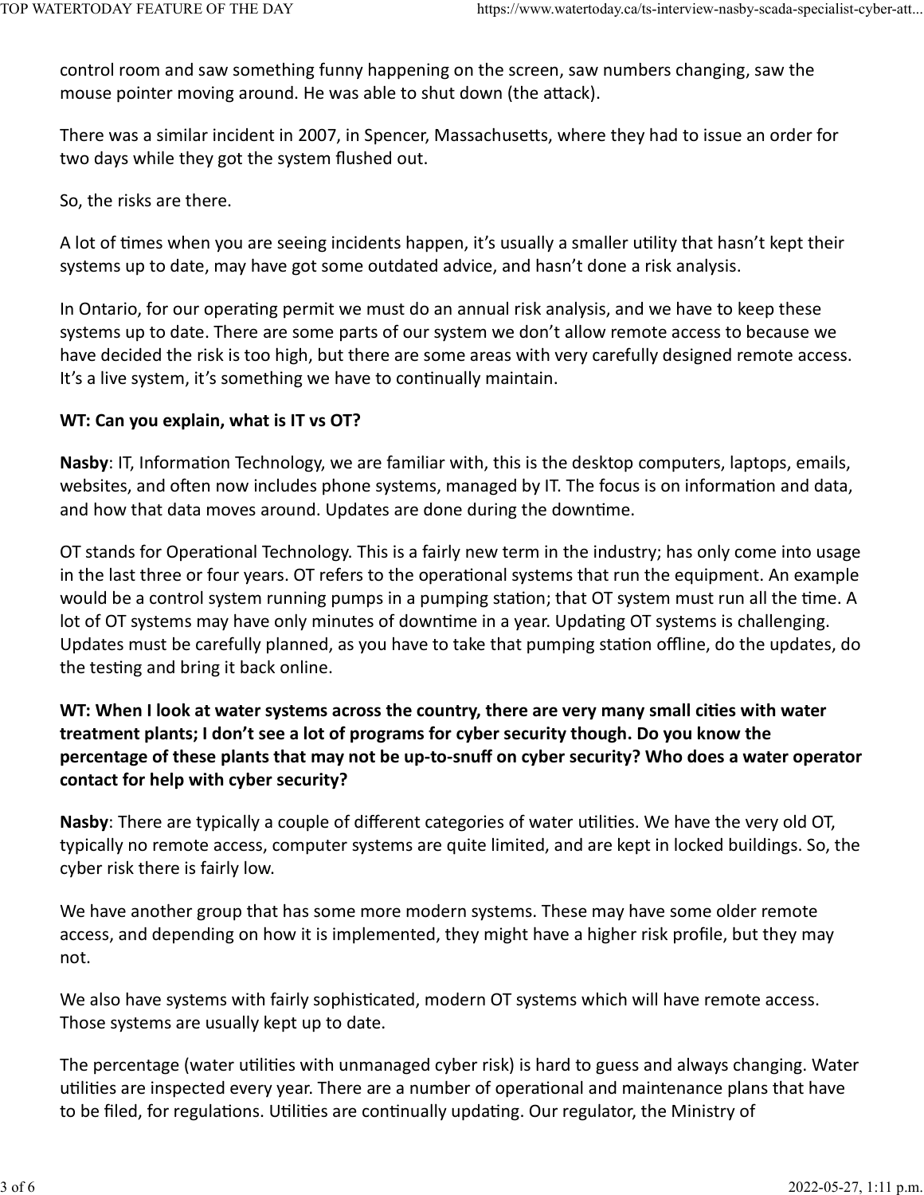control room and saw something funny happening on the screen, saw numbers changing, saw the mouse pointer moving around. He was able to shut down (the attack).

There was a similar incident in 2007, in Spencer, Massachusetts, where they had to issue an order for two days while they got the system flushed out.

So, the risks are there.

A lot of times when you are seeing incidents happen, it's usually a smaller utility that hasn't kept their systems up to date, may have got some outdated advice, and hasn't done a risk analysis.

In Ontario, for our operating permit we must do an annual risk analysis, and we have to keep these systems up to date. There are some parts of our system we don't allow remote access to because we have decided the risk is too high, but there are some areas with very carefully designed remote access. It's a live system, it's something we have to continually maintain.

**WT: Can you explain, what is IT vs OT?**

**Nasby**: IT, Information Technology, we are familiar with, this is the desktop computers, laptops, emails, websites, and often now includes phone systems, managed by IT. The focus is on information and data, and how that data moves around. Updates are done during the downtime.

OT stands for Operational Technology. This is a fairly new term in the industry; has only come into usage in the last three or four years. OT refers to the operational systems that run the equipment. An example would be a control system running pumps in a pumping station; that OT system must run all the time. A lot of OT systems may have only minutes of downtime in a year. Updating OT systems is challenging. Updates must be carefully planned, as you have to take that pumping station offline, do the updates, do the testing and bring it back online.

**WT: When I look at water systems across the country, there are very many small cities with water treatment plants; I don't see a lot of programs for cyber security though. Do you know the percentage of these plants that may not be up-to-snuff on cyber security? Who does a water operator contact for help with cyber security?**

**Nasby**: There are typically a couple of different categories of water utilities. We have the very old OT, typically no remote access, computer systems are quite limited, and are kept in locked buildings. So, the cyber risk there is fairly low.

We have another group that has some more modern systems. These may have some older remote access, and depending on how it is implemented, they might have a higher risk profile, but they may not.

We also have systems with fairly sophisticated, modern OT systems which will have remote access. Those systems are usually kept up to date.

The percentage (water utilities with unmanaged cyber risk) is hard to guess and always changing. Water utilities are inspected every year. There are a number of operational and maintenance plans that have to be filed, for regulations. Utilities are continually updating. Our regulator, the Ministry of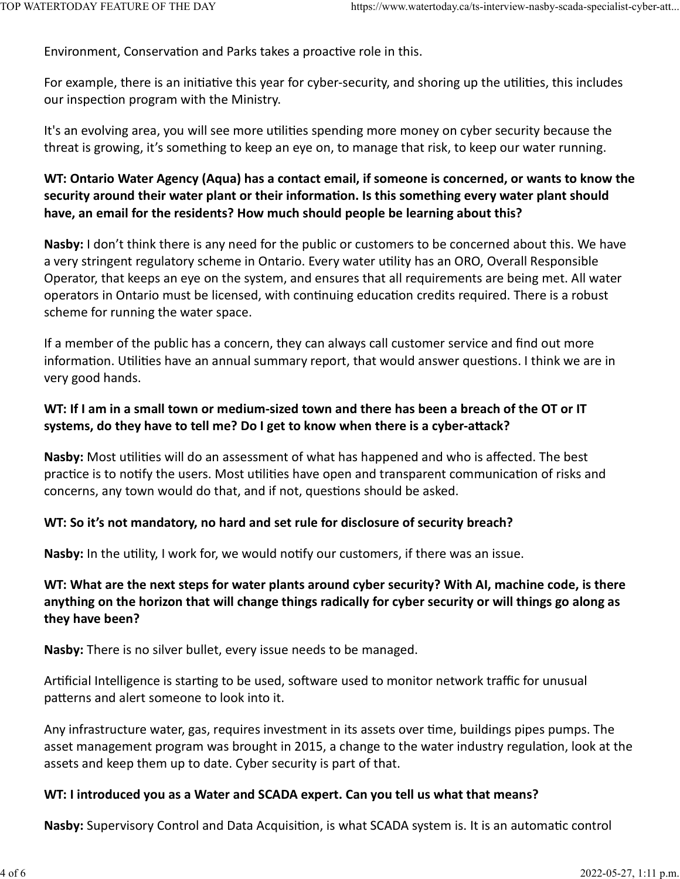Environment, Conservation and Parks takes a proactive role in this.

For example, there is an initiative this year for cyber-security, and shoring up the utilities, this includes our inspection program with the Ministry.

It's an evolving area, you will see more utilities spending more money on cyber security because the threat is growing, it’s something to keep an eye on, to manage that risk, to keep our water running.

**WT: Ontario Water Agency (Aqua) has a contact email, if someone is concerned, or wants to know the security around their water plant or their information. Is this something every water plant should have, an email for the residents? How much should people be learning about this?**

**Nasby:** I don’t think there is any need for the public or customers to be concerned about this. We have a very stringent regulatory scheme in Ontario. Every water utility has an ORO, Overall Responsible Operator, that keeps an eye on the system, and ensures that all requirements are being met. All water operators in Ontario must be licensed, with continuing education credits required. There is a robust scheme for running the water space.

If a member of the public has a concern, they can always call customer service and find out more information. Utilities have an annual summary report, that would answer questions. I think we are in very good hands.

**WT: If I am in a small town or medium-sized town and there has been a breach of the OT or IT systems, do they have to tell me? Do I get to know when there is a cyber-attack?**

**Nasby:** Most utilities will do an assessment of what has happened and who is affected. The best practice is to notify the users. Most utilities have open and transparent communication of risks and concerns, any town would do that, and if not, questions should be asked.

**WT: So it’s not mandatory, no hard and set rule for disclosure of security breach?**

**Nasby:** In the utility, I work for, we would notify our customers, if there was an issue.

**WT: What are the next steps for water plants around cyber security? With AI, machine code, is there anything on the horizon that will change things radically for cyber security or will things go along as they have been?**

**Nasby:** There is no silver bullet, every issue needs to be managed.

Artificial Intelligence is starting to be used, software used to monitor network traffic for unusual patterns and alert someone to look into it.

Any infrastructure water, gas, requires investment in its assets over time, buildings pipes pumps. The asset management program was brought in 2015, a change to the water industry regulation, look at the assets and keep them up to date. Cyber security is part of that.

**WT: I introduced you as a Water and SCADA expert. Can you tell us what that means?**

**Nasby:** Supervisory Control and Data Acquisition, is what SCADA system is. It is an automatic control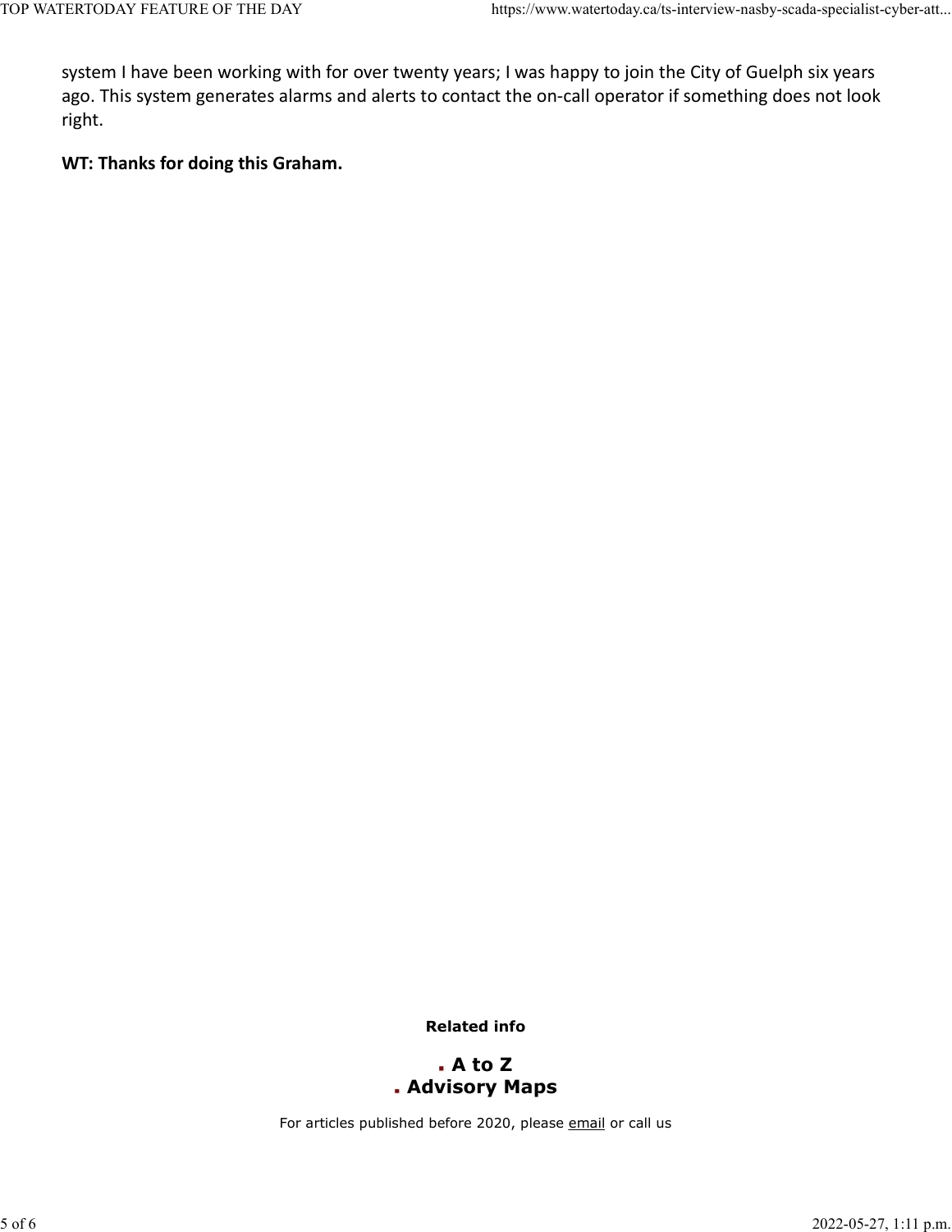system I have been working with for over twenty years; I was happy to join the City of Guelph six years ago. This system generates alarms and alerts to contact the on-call operator if something does not look right.

**WT: Thanks for doing this Graham.**

**Related info**

- **A to Z**
- **Advisory Maps**

For articles published before 2020, please email or call us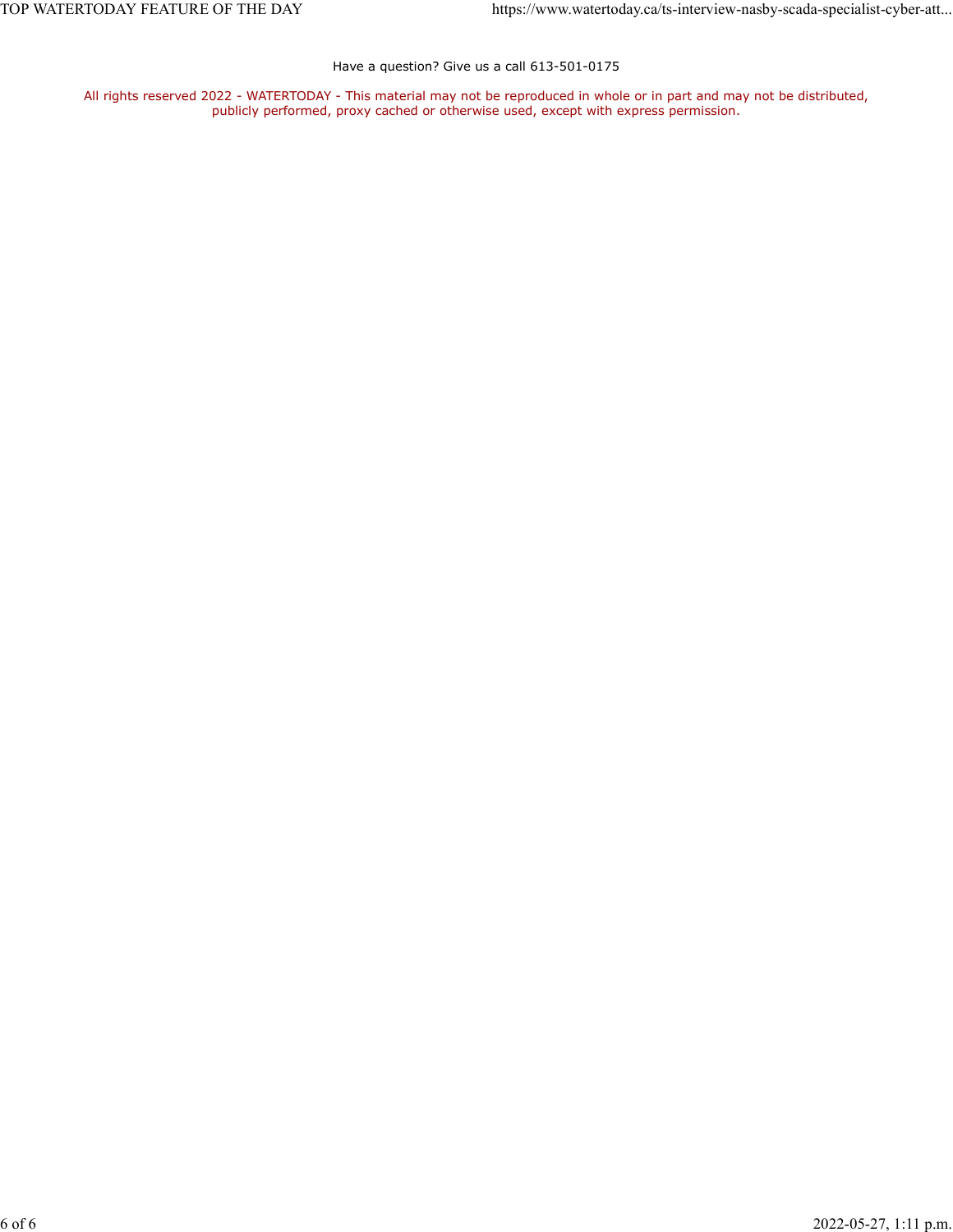Have a question? Give us a call 613-501-0175

All rights reserved 2022 - WATERTODAY - This material may not be reproduced in whole or in part and may not be distributed, publicly performed, proxy cached or otherwise used, except with express permission.